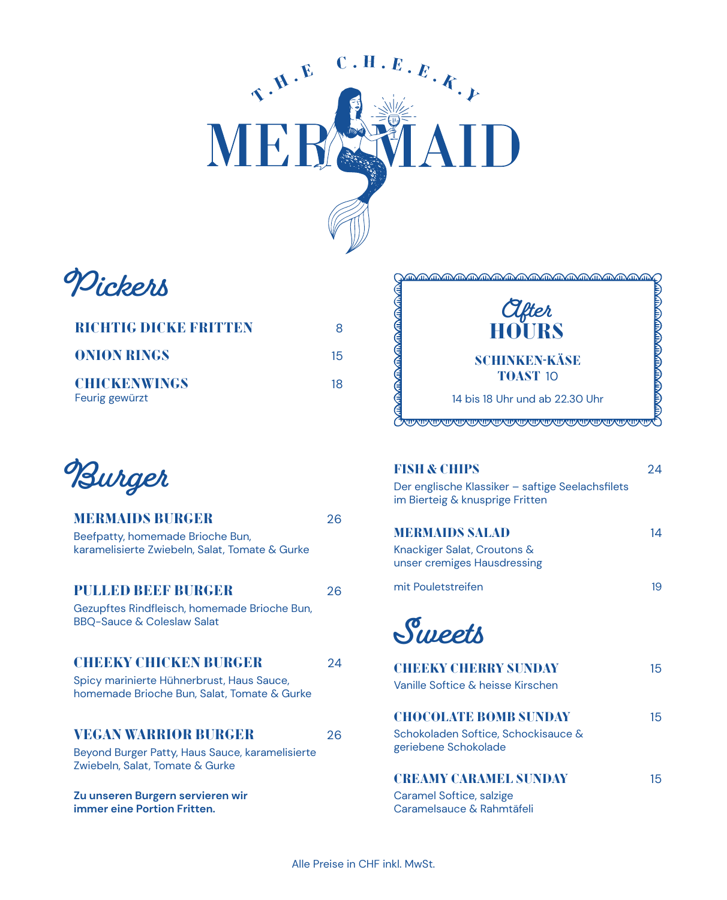# THE CHEEKY MERMAID

## Pickers

**RICHTIG DICKE FRITTEN** 8

**ONION RINGS** 15

**CHICKENWINGS** 18
Feurig gewürzt

## After HOURS

**SCHINKEN-KÄSE TOAST** 10

14 bis 18 Uhr und ab 22.30 Uhr

## Burger

**MERMAIDS BURGER** 26
Beefpatty, homemade Brioche Bun, karamelisierte Zwiebeln, Salat, Tomate & Gurke

**PULLED BEEF BURGER** 26
Gezupftes Rindfleisch, homemade Brioche Bun, BBQ-Sauce & Coleslaw Salat

**CHEEKY CHICKEN BURGER** 24
Spicy marinierte Hühnerbrust, Haus Sauce, homemade Brioche Bun, Salat, Tomate & Gurke

**VEGAN WARRIOR BURGER** 26
Beyond Burger Patty, Haus Sauce, karamelisierte Zwiebeln, Salat, Tomate & Gurke

**Zu unseren Burgern servieren wir immer eine Portion Fritten.**

**FISH & CHIPS** 24
Der englische Klassiker – saftige Seelachsfilets im Bierteig & knusprige Fritten

**MERMAIDS SALAD** 14
Knackiger Salat, Croutons & unser cremiges Hausdressing

mit Pouletstreifen 19

## Sweets

**CHEEKY CHERRY SUNDAY** 15
Vanille Softice & heisse Kirschen

**CHOCOLATE BOMB SUNDAY** 15
Schokoladen Softice, Schockisauce & geriebene Schokolade

**CREAMY CARAMEL SUNDAY** 15
Caramel Softice, salzige Caramelsauce & Rahmtäfeli

Alle Preise in CHF inkl. MwSt.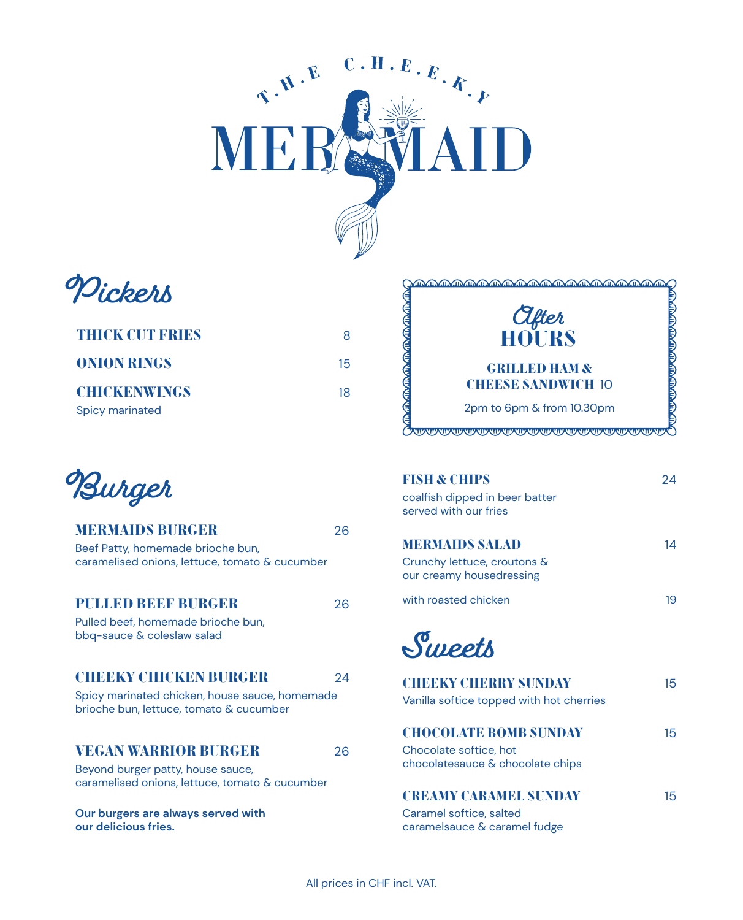# THE CHEEKY MERMAID

## Pickers

**THICK CUT FRIES** 8

**ONION RINGS** 15

**CHICKENWINGS** 18
Spicy marinated

## After HOURS

**GRILLED HAM & CHEESE SANDWICH** 10

2pm to 6pm & from 10.30pm

## Burger

**MERMAIDS BURGER** 26
Beef Patty, homemade brioche bun, caramelised onions, lettuce, tomato & cucumber

**PULLED BEEF BURGER** 26
Pulled beef, homemade brioche bun, bbq-sauce & coleslaw salad

**CHEEKY CHICKEN BURGER** 24
Spicy marinated chicken, house sauce, homemade brioche bun, lettuce, tomato & cucumber

**VEGAN WARRIOR BURGER** 26
Beyond burger patty, house sauce, caramelised onions, lettuce, tomato & cucumber

**Our burgers are always served with our delicious fries.**

**FISH & CHIPS** 24
coalfish dipped in beer batter served with our fries

**MERMAIDS SALAD** 14
Crunchy lettuce, croutons & our creamy housedressing

with roasted chicken 19

## Sweets

**CHEEKY CHERRY SUNDAY** 15
Vanilla softice topped with hot cherries

**CHOCOLATE BOMB SUNDAY** 15
Chocolate softice, hot chocolatesauce & chocolate chips

**CREAMY CARAMEL SUNDAY** 15
Caramel softice, salted caramelsauce & caramel fudge

All prices in CHF incl. VAT.